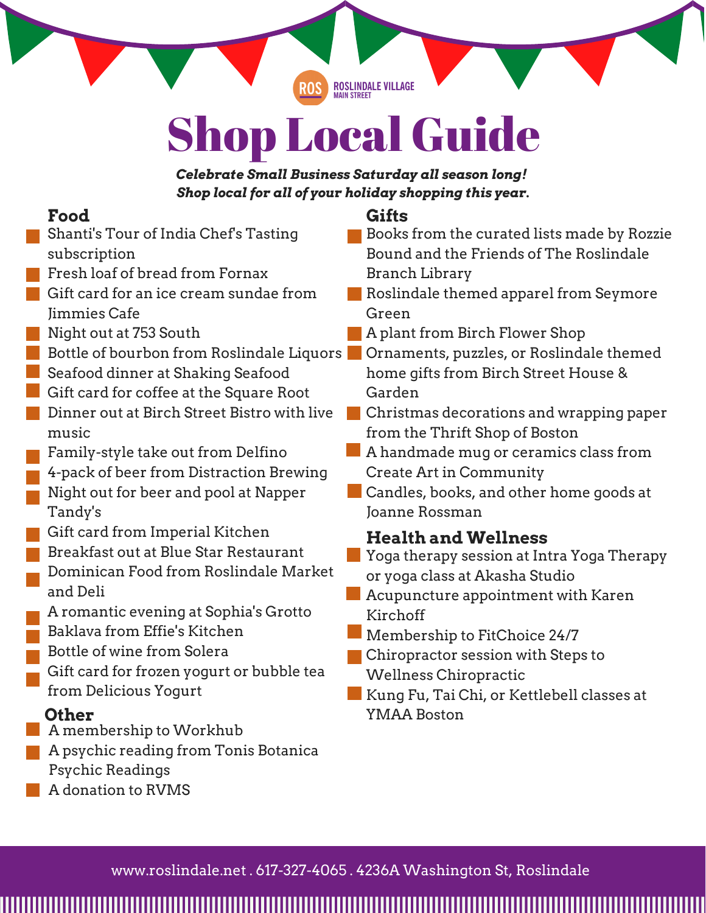ROS ROSLINDALE VILLAGE MAIN STREET

# Shop Local Guide

***Celebrate Small Business Saturday all season long!***
***Shop local for all of your holiday shopping this year.***

## Food

- Shanti's Tour of India Chef's Tasting subscription
- Fresh loaf of bread from Fornax
- Gift card for an ice cream sundae from Jimmies Cafe
- Night out at 753 South
- Bottle of bourbon from Roslindale Liquors
- Seafood dinner at Shaking Seafood
- Gift card for coffee at the Square Root
- Dinner out at Birch Street Bistro with live music
- Family-style take out from Delfino
- 4-pack of beer from Distraction Brewing
- Night out for beer and pool at Napper Tandy's
- Gift card from Imperial Kitchen
- Breakfast out at Blue Star Restaurant
- Dominican Food from Roslindale Market and Deli
- A romantic evening at Sophia's Grotto
- Baklava from Effie's Kitchen
- Bottle of wine from Solera
- Gift card for frozen yogurt or bubble tea from Delicious Yogurt

## Other

- A membership to Workhub
- A psychic reading from Tonis Botanica Psychic Readings
- A donation to RVMS

## Gifts

- Books from the curated lists made by Rozzie Bound and the Friends of The Roslindale Branch Library
- Roslindale themed apparel from Seymore Green
- A plant from Birch Flower Shop
- Ornaments, puzzles, or Roslindale themed home gifts from Birch Street House & Garden
- Christmas decorations and wrapping paper from the Thrift Shop of Boston
- A handmade mug or ceramics class from Create Art in Community
- Candles, books, and other home goods at Joanne Rossman

## Health and Wellness

- Yoga therapy session at Intra Yoga Therapy or yoga class at Akasha Studio
- Acupuncture appointment with Karen Kirchoff
- Membership to FitChoice 24/7
- Chiropractor session with Steps to Wellness Chiropractic
- Kung Fu, Tai Chi, or Kettlebell classes at YMAA Boston

www.roslindale.net . 617-327-4065 . 4236A Washington St, Roslindale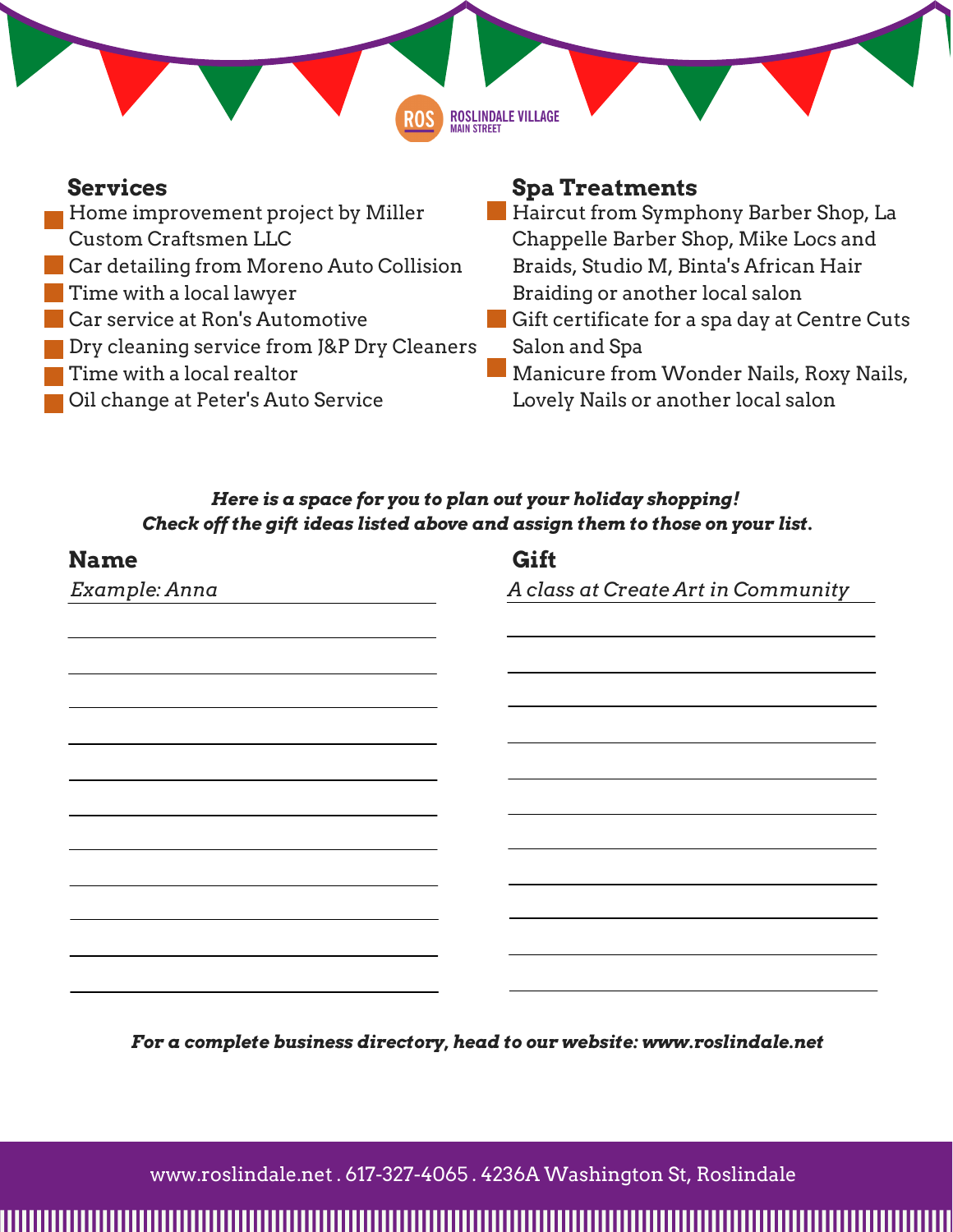ROSLINDALE VILLAGE MAIN STREET

## Services

- Home improvement project by Miller Custom Craftsmen LLC
- Car detailing from Moreno Auto Collision
- Time with a local lawyer
- Car service at Ron's Automotive
- Dry cleaning service from J&P Dry Cleaners
- Time with a local realtor
- Oil change at Peter's Auto Service

## Spa Treatments

- Haircut from Symphony Barber Shop, La Chappelle Barber Shop, Mike Locs and Braids, Studio M, Binta's African Hair Braiding or another local salon
- Gift certificate for a spa day at Centre Cuts Salon and Spa
- Manicure from Wonder Nails, Roxy Nails, Lovely Nails or another local salon

***Here is a space for you to plan out your holiday shopping!***
***Check off the gift ideas listed above and assign them to those on your list.***

| Name | Gift |
| --- | --- |
| *Example: Anna* | *A class at Create Art in Community* |
| | |
| | |
| | |
| | |
| | |
| | |
| | |
| | |
| | |
| | |
| | |

***For a complete business directory, head to our website: www.roslindale.net***

www.roslindale.net . 617-327-4065 . 4236A Washington St, Roslindale